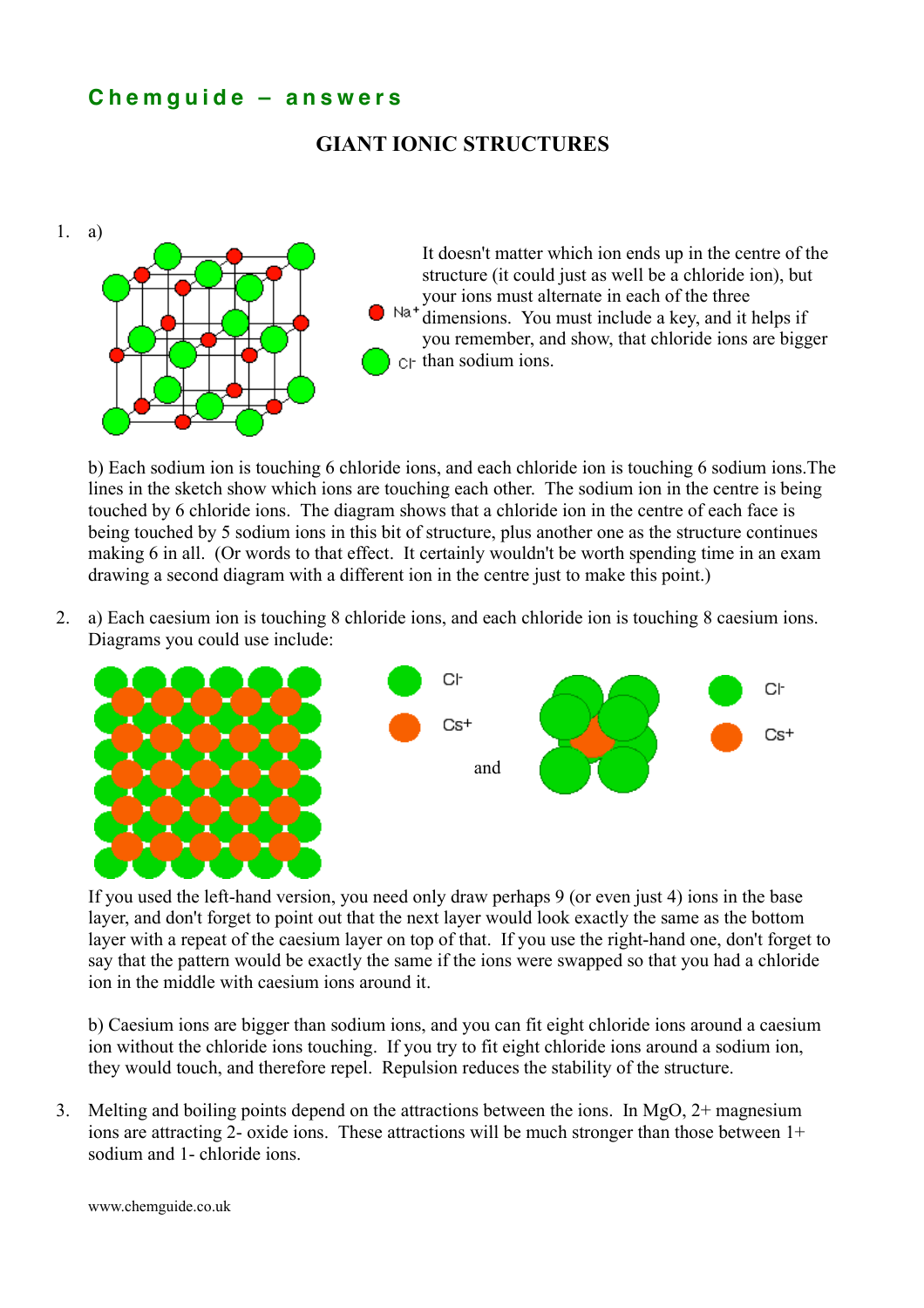# Chemguide – answers

## GIANT IONIC STRUCTURES

1. a) It doesn't matter which ion ends up in the centre of the structure (it could just as well be a chloride ion), but your ions must alternate in each of the three dimensions. You must include a key, and it helps if you remember, and show, that chloride ions are bigger than sodium ions.

   b) Each sodium ion is touching 6 chloride ions, and each chloride ion is touching 6 sodium ions. The lines in the sketch show which ions are touching each other. The sodium ion in the centre is being touched by 6 chloride ions. The diagram shows that a chloride ion in the centre of each face is being touched by 5 sodium ions in this bit of structure, plus another one as the structure continues making 6 in all. (Or words to that effect. It certainly wouldn't be worth spending time in an exam drawing a second diagram with a different ion in the centre just to make this point.)

2. a) Each caesium ion is touching 8 chloride ions, and each chloride ion is touching 8 caesium ions. Diagrams you could use include:

   and

   If you used the left-hand version, you need only draw perhaps 9 (or even just 4) ions in the base layer, and don't forget to point out that the next layer would look exactly the same as the bottom layer with a repeat of the caesium layer on top of that. If you use the right-hand one, don't forget to say that the pattern would be exactly the same if the ions were swapped so that you had a chloride ion in the middle with caesium ions around it.

   b) Caesium ions are bigger than sodium ions, and you can fit eight chloride ions around a caesium ion without the chloride ions touching. If you try to fit eight chloride ions around a sodium ion, they would touch, and therefore repel. Repulsion reduces the stability of the structure.

3. Melting and boiling points depend on the attractions between the ions. In MgO, 2+ magnesium ions are attracting 2- oxide ions. These attractions will be much stronger than those between 1+ sodium and 1- chloride ions.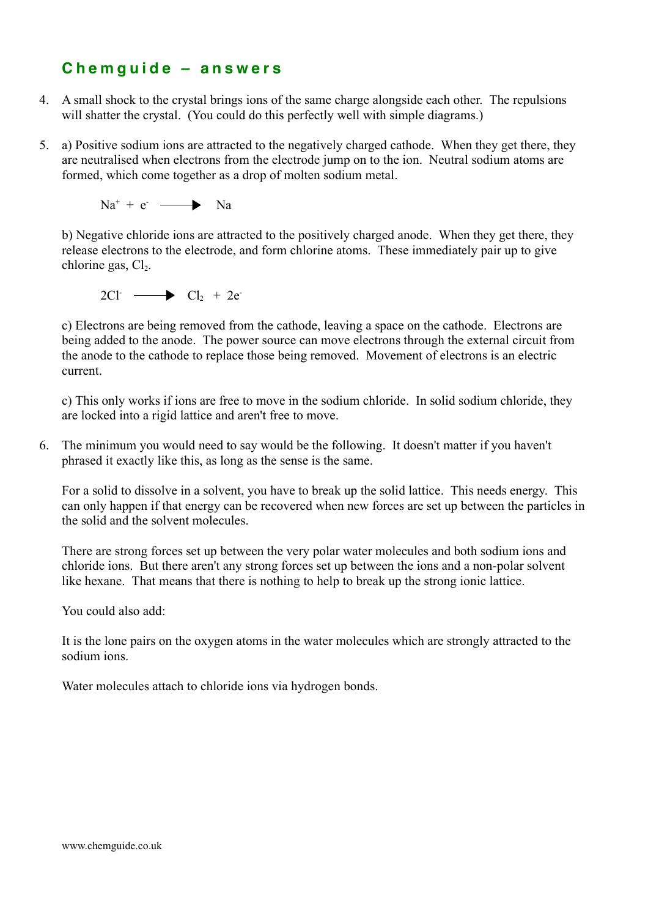## Chemguide – answers

4. A small shock to the crystal brings ions of the same charge alongside each other. The repulsions will shatter the crystal. (You could do this perfectly well with simple diagrams.)

5. a) Positive sodium ions are attracted to the negatively charged cathode. When they get there, they are neutralised when electrons from the electrode jump on to the ion. Neutral sodium atoms are formed, which come together as a drop of molten sodium metal.

   $$Na^+ + e^- \longrightarrow Na$$

   b) Negative chloride ions are attracted to the positively charged anode. When they get there, they release electrons to the electrode, and form chlorine atoms. These immediately pair up to give chlorine gas, $Cl_2$.

   $$2Cl^- \longrightarrow Cl_2 + 2e^-$$

   c) Electrons are being removed from the cathode, leaving a space on the cathode. Electrons are being added to the anode. The power source can move electrons through the external circuit from the anode to the cathode to replace those being removed. Movement of electrons is an electric current.

   c) This only works if ions are free to move in the sodium chloride. In solid sodium chloride, they are locked into a rigid lattice and aren't free to move.

6. The minimum you would need to say would be the following. It doesn't matter if you haven't phrased it exactly like this, as long as the sense is the same.

   For a solid to dissolve in a solvent, you have to break up the solid lattice. This needs energy. This can only happen if that energy can be recovered when new forces are set up between the particles in the solid and the solvent molecules.

   There are strong forces set up between the very polar water molecules and both sodium ions and chloride ions. But there aren't any strong forces set up between the ions and a non-polar solvent like hexane. That means that there is nothing to help to break up the strong ionic lattice.

   You could also add:

   It is the lone pairs on the oxygen atoms in the water molecules which are strongly attracted to the sodium ions.

   Water molecules attach to chloride ions via hydrogen bonds.